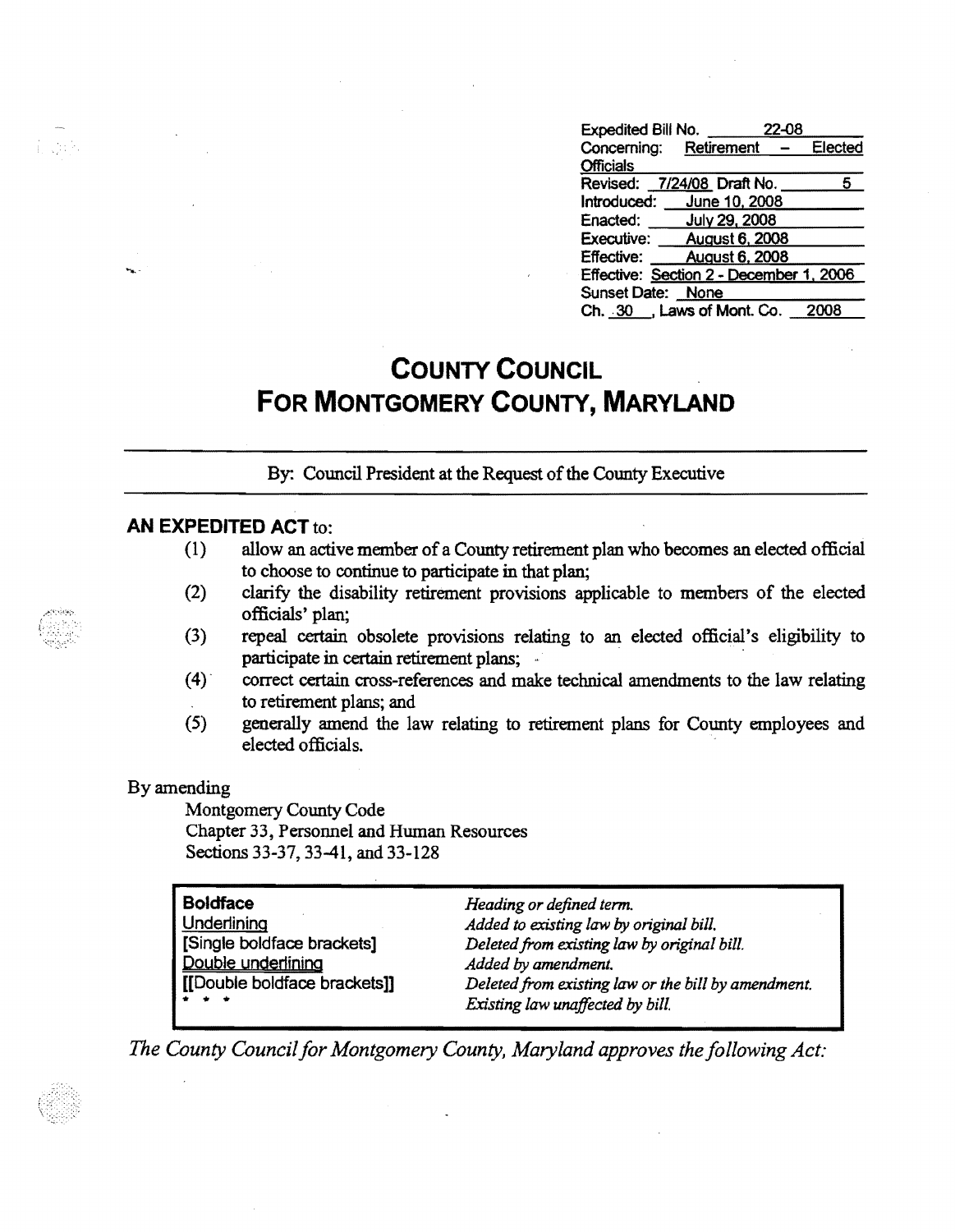Expedited Bill No. 22-08
Concerning: Retirement – Elected Officials
Revised: 7/24/08 Draft No. 5
Introduced: June 10, 2008
Enacted: July 29, 2008
Executive: August 6, 2008
Effective: August 6, 2008
Effective: Section 2 - December 1, 2006
Sunset Date: None
Ch. 30, Laws of Mont. Co. 2008

# COUNTY COUNCIL FOR MONTGOMERY COUNTY, MARYLAND

By: Council President at the Request of the County Executive

**AN EXPEDITED ACT** to:

(1) allow an active member of a County retirement plan who becomes an elected official to choose to continue to participate in that plan;
(2) clarify the disability retirement provisions applicable to members of the elected officials' plan;
(3) repeal certain obsolete provisions relating to an elected official's eligibility to participate in certain retirement plans;
(4) correct certain cross-references and make technical amendments to the law relating to retirement plans; and
(5) generally amend the law relating to retirement plans for County employees and elected officials.

By amending

Montgomery County Code
Chapter 33, Personnel and Human Resources
Sections 33-37, 33-41, and 33-128

| | |
|---|---|
| **Boldface** | *Heading or defined term.* |
| Underlining | *Added to existing law by original bill.* |
| [Single boldface brackets] | *Deleted from existing law by original bill.* |
| Double underlining | *Added by amendment.* |
| [[Double boldface brackets]] | *Deleted from existing law or the bill by amendment.* |
| * * * | *Existing law unaffected by bill.* |

*The County Council for Montgomery County, Maryland approves the following Act:*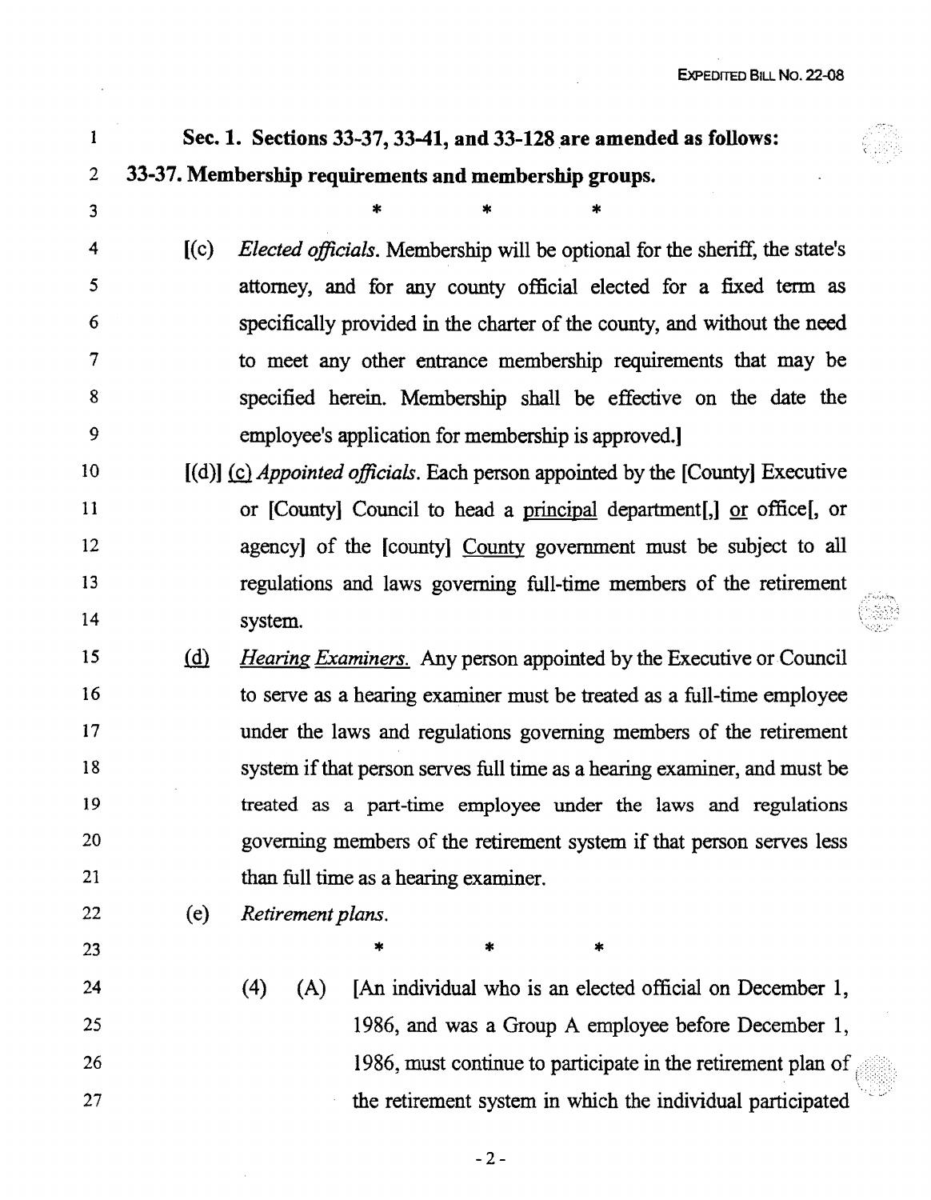**Sec. 1. Sections 33-37, 33-41, and 33-128 are amended as follows:**

**33-37. Membership requirements and membership groups.**

\* \* \*

[(c) *Elected officials*. Membership will be optional for the sheriff, the state's attorney, and for any county official elected for a fixed term as specifically provided in the charter of the county, and without the need to meet any other entrance membership requirements that may be specified herein. Membership shall be effective on the date the employee's application for membership is approved.]

[(d)] <u>(c)</u> *Appointed officials*. Each person appointed by the [County] Executive or [County] Council to head a <u>principal</u> department[,] <u>or</u> office[, or agency] of the [county] <u>County</u> government must be subject to all regulations and laws governing full-time members of the retirement system.

<u>(d)</u> <u>*Hearing Examiners.*</u> <u>Any person appointed by the Executive or Council to serve as a hearing examiner must be treated as a full-time employee under the laws and regulations governing members of the retirement system if that person serves full time as a hearing examiner, and must be treated as a part-time employee under the laws and regulations governing members of the retirement system if that person serves less than full time as a hearing examiner.</u>

(e) *Retirement plans.*

\* \* \*

(4) (A) [An individual who is an elected official on December 1, 1986, and was a Group A employee before December 1, 1986, must continue to participate in the retirement plan of the retirement system in which the individual participated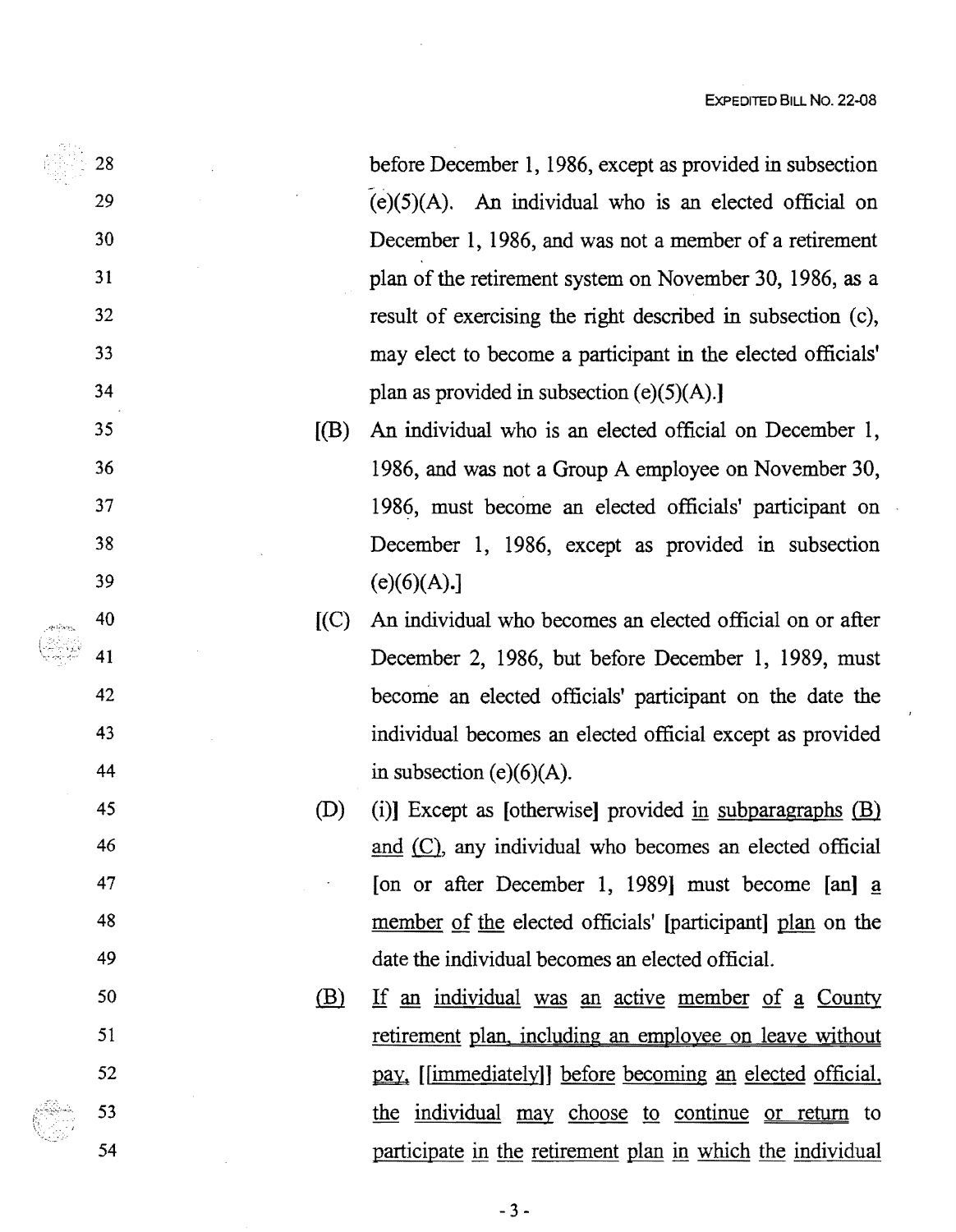before December 1, 1986, except as provided in subsection (e)(5)(A). An individual who is an elected official on December 1, 1986, and was not a member of a retirement plan of the retirement system on November 30, 1986, as a result of exercising the right described in subsection (c), may elect to become a participant in the elected officials' plan as provided in subsection (e)(5)(A).]

[(B) An individual who is an elected official on December 1, 1986, and was not a Group A employee on November 30, 1986, must become an elected officials' participant on December 1, 1986, except as provided in subsection (e)(6)(A).]

[(C) An individual who becomes an elected official on or after December 2, 1986, but before December 1, 1989, must become an elected officials' participant on the date the individual becomes an elected official except as provided in subsection (e)(6)(A).

(D) (i)] Except as [otherwise] provided in subparagraphs (B) and (C), any individual who becomes an elected official [on or after December 1, 1989] must become [an] a member of the elected officials' [participant] plan on the date the individual becomes an elected official.

(B) If an individual was an active member of a County retirement plan, including an employee on leave without pay, [[immediately]] before becoming an elected official, the individual may choose to continue or return to participate in the retirement plan in which the individual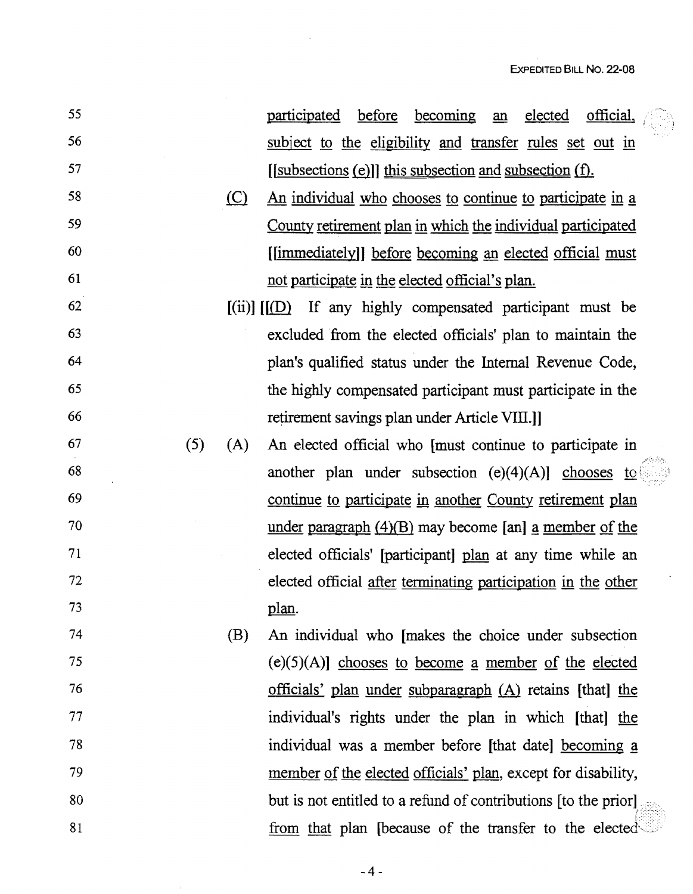participated before becoming an elected official, subject to the eligibility and transfer rules set out in [[subsections (e)]] this subsection and subsection (f).

(C) An individual who chooses to continue to participate in a County retirement plan in which the individual participated [[immediately]] before becoming an elected official must not participate in the elected official's plan.

[(ii)] [[(D) If any highly compensated participant must be excluded from the elected officials' plan to maintain the plan's qualified status under the Internal Revenue Code, the highly compensated participant must participate in the retirement savings plan under Article VIII.]]

(5) (A) An elected official who [must continue to participate in another plan under subsection (e)(4)(A)] chooses to continue to participate in another County retirement plan under paragraph (4)(B) may become [an] a member of the elected officials' [participant] plan at any time while an elected official after terminating participation in the other plan.

(B) An individual who [makes the choice under subsection (e)(5)(A)] chooses to become a member of the elected officials' plan under subparagraph (A) retains [that] the individual's rights under the plan in which [that] the individual was a member before [that date] becoming a member of the elected officials' plan, except for disability, but is not entitled to a refund of contributions [to the prior] from that plan [because of the transfer to the elected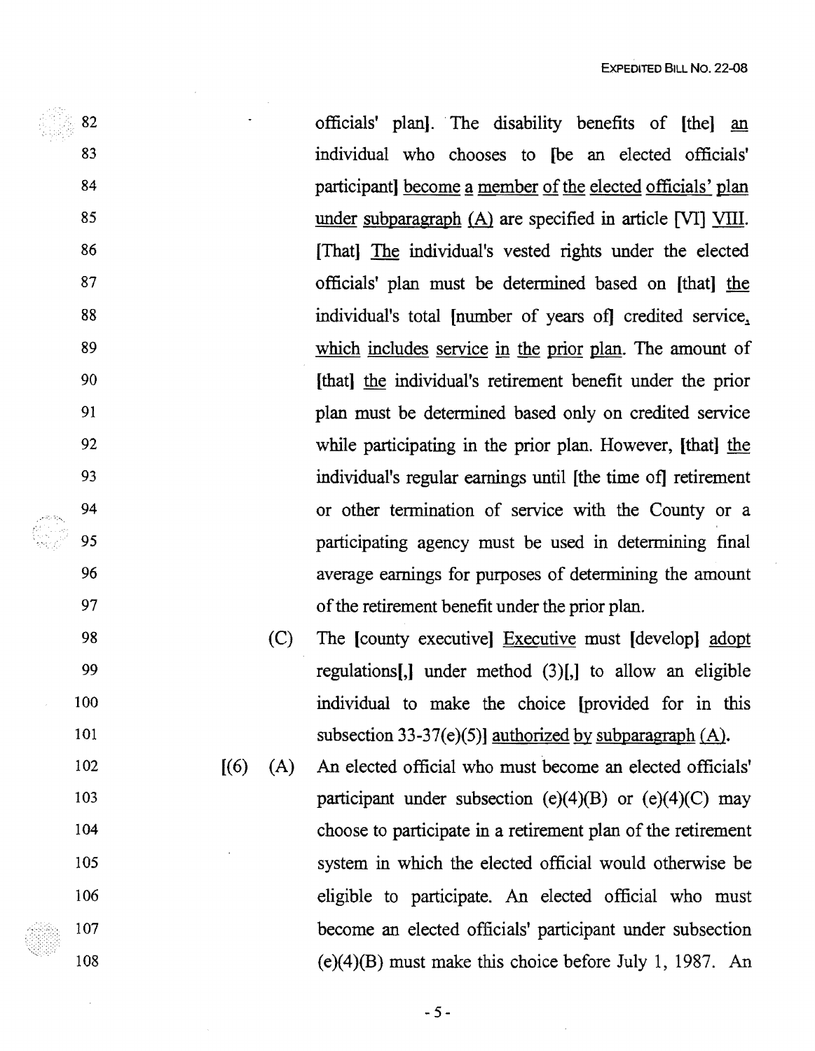officials' plan]. The disability benefits of [the] an individual who chooses to [be an elected officials' participant] become a member of the elected officials' plan under subparagraph (A) are specified in article [VI] VIII. [That] The individual's vested rights under the elected officials' plan must be determined based on [that] the individual's total [number of years of] credited service, which includes service in the prior plan. The amount of [that] the individual's retirement benefit under the prior plan must be determined based only on credited service while participating in the prior plan. However, [that] the individual's regular earnings until [the time of] retirement or other termination of service with the County or a participating agency must be used in determining final average earnings for purposes of determining the amount of the retirement benefit under the prior plan.

(C) The [county executive] Executive must [develop] adopt regulations[,] under method (3)[,] to allow an eligible individual to make the choice [provided for in this subsection 33-37(e)(5)] authorized by subparagraph (A).

[(6) (A) An elected official who must become an elected officials' participant under subsection (e)(4)(B) or (e)(4)(C) may choose to participate in a retirement plan of the retirement system in which the elected official would otherwise be eligible to participate. An elected official who must become an elected officials' participant under subsection (e)(4)(B) must make this choice before July 1, 1987. An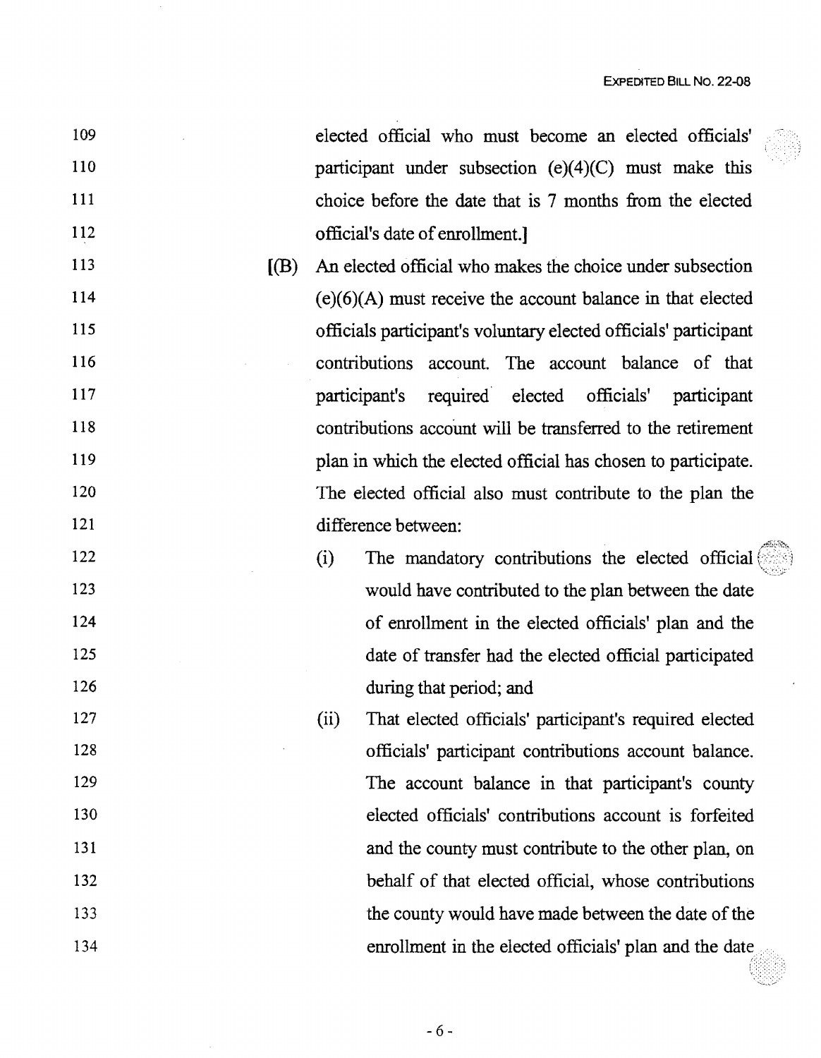elected official who must become an elected officials' participant under subsection (e)(4)(C) must make this choice before the date that is 7 months from the elected official's date of enrollment.]

[(B) An elected official who makes the choice under subsection (e)(6)(A) must receive the account balance in that elected officials participant's voluntary elected officials' participant contributions account. The account balance of that participant's required elected officials' participant contributions account will be transferred to the retirement plan in which the elected official has chosen to participate. The elected official also must contribute to the plan the difference between:

(i) The mandatory contributions the elected official would have contributed to the plan between the date of enrollment in the elected officials' plan and the date of transfer had the elected official participated during that period; and

(ii) That elected officials' participant's required elected officials' participant contributions account balance. The account balance in that participant's county elected officials' contributions account is forfeited and the county must contribute to the other plan, on behalf of that elected official, whose contributions the county would have made between the date of the enrollment in the elected officials' plan and the date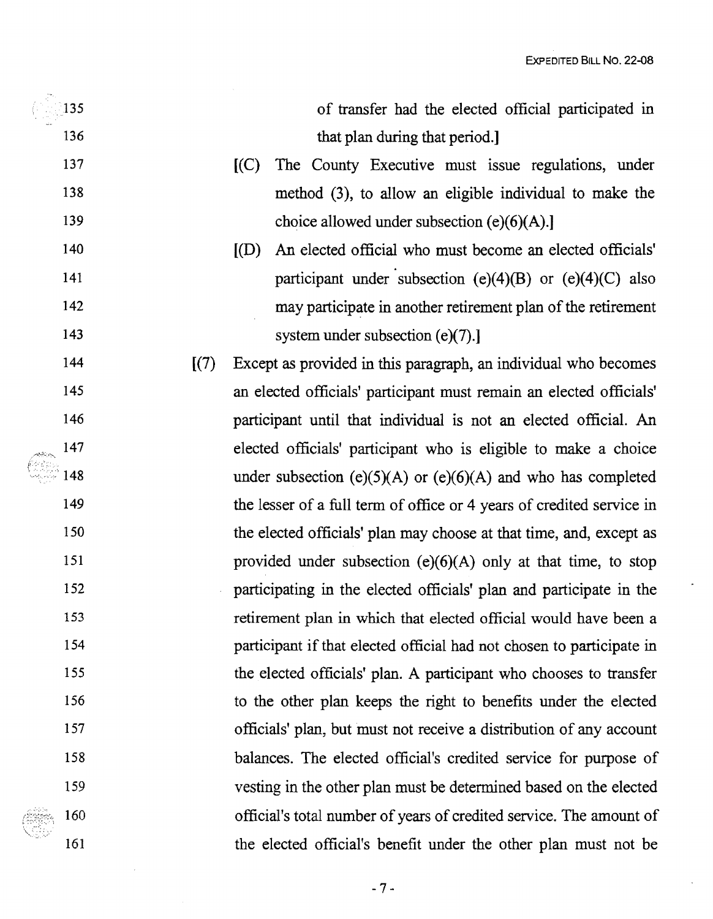135 of transfer had the elected official participated in
136 that plan during that period.]

137 [(C) The County Executive must issue regulations, under
138 method (3), to allow an eligible individual to make the
139 choice allowed under subsection (e)(6)(A).]

140 [(D) An elected official who must become an elected officials'
141 participant under subsection (e)(4)(B) or (e)(4)(C) also
142 may participate in another retirement plan of the retirement
143 system under subsection (e)(7).]

144 [(7) Except as provided in this paragraph, an individual who becomes
145 an elected officials' participant must remain an elected officials'
146 participant until that individual is not an elected official. An
147 elected officials' participant who is eligible to make a choice
148 under subsection (e)(5)(A) or (e)(6)(A) and who has completed
149 the lesser of a full term of office or 4 years of credited service in
150 the elected officials' plan may choose at that time, and, except as
151 provided under subsection (e)(6)(A) only at that time, to stop
152 participating in the elected officials' plan and participate in the
153 retirement plan in which that elected official would have been a
154 participant if that elected official had not chosen to participate in
155 the elected officials' plan. A participant who chooses to transfer
156 to the other plan keeps the right to benefits under the elected
157 officials' plan, but must not receive a distribution of any account
158 balances. The elected official's credited service for purpose of
159 vesting in the other plan must be determined based on the elected
160 official's total number of years of credited service. The amount of
161 the elected official's benefit under the other plan must not be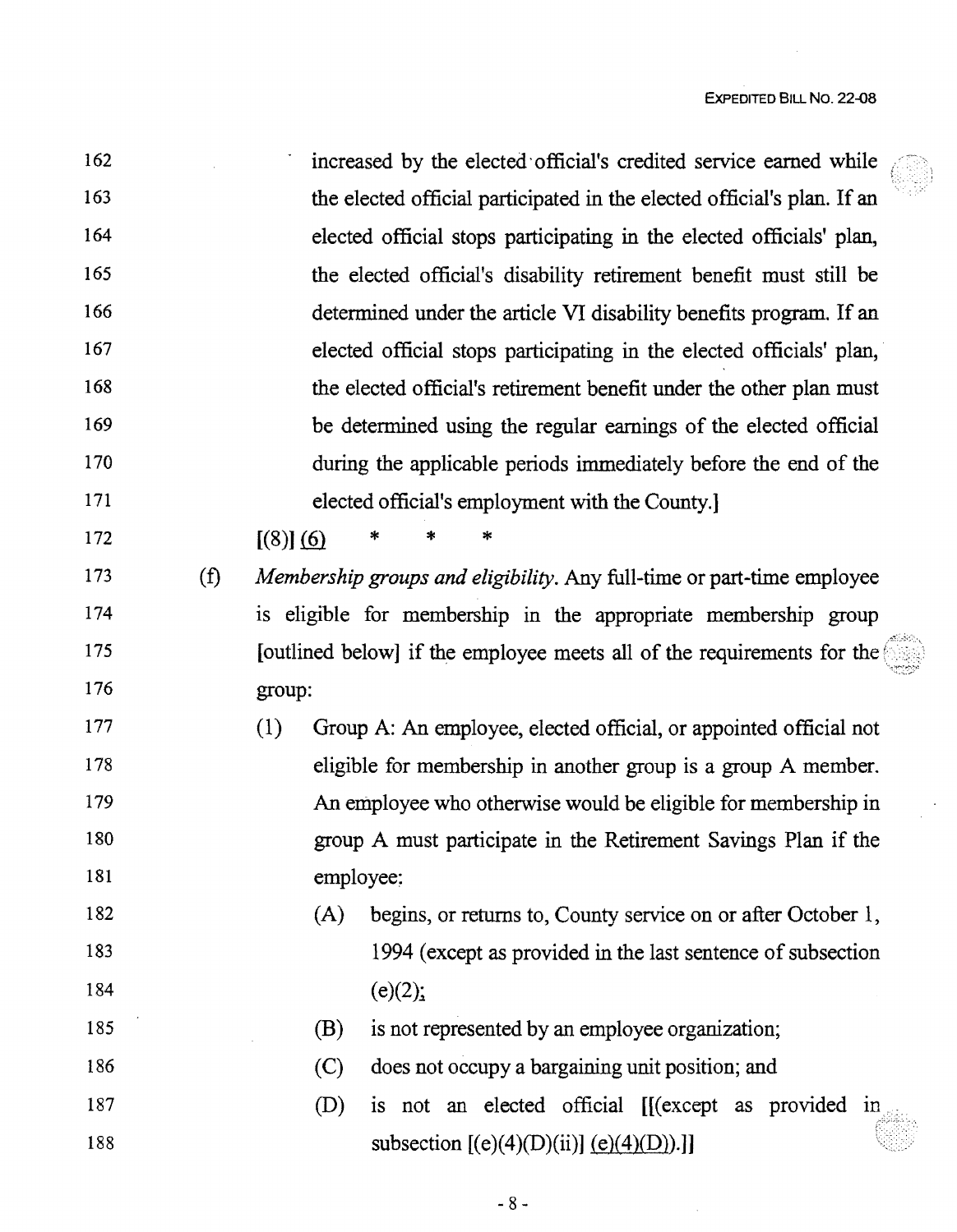increased by the elected official's credited service earned while the elected official participated in the elected official's plan. If an elected official stops participating in the elected officials' plan, the elected official's disability retirement benefit must still be determined under the article VI disability benefits program. If an elected official stops participating in the elected officials' plan, the elected official's retirement benefit under the other plan must be determined using the regular earnings of the elected official during the applicable periods immediately before the end of the elected official's employment with the County.]

[(8)] (6) * * *

(f) *Membership groups and eligibility.* Any full-time or part-time employee is eligible for membership in the appropriate membership group [outlined below] if the employee meets all of the requirements for the group:

(1) Group A: An employee, elected official, or appointed official not eligible for membership in another group is a group A member. An employee who otherwise would be eligible for membership in group A must participate in the Retirement Savings Plan if the employee:

(A) begins, or returns to, County service on or after October 1, 1994 (except as provided in the last sentence of subsection (e)(2);

(B) is not represented by an employee organization;

(C) does not occupy a bargaining unit position; and

(D) is not an elected official [[(except as provided in subsection [(e)(4)(D)(ii)] (e)(4)(D)).]]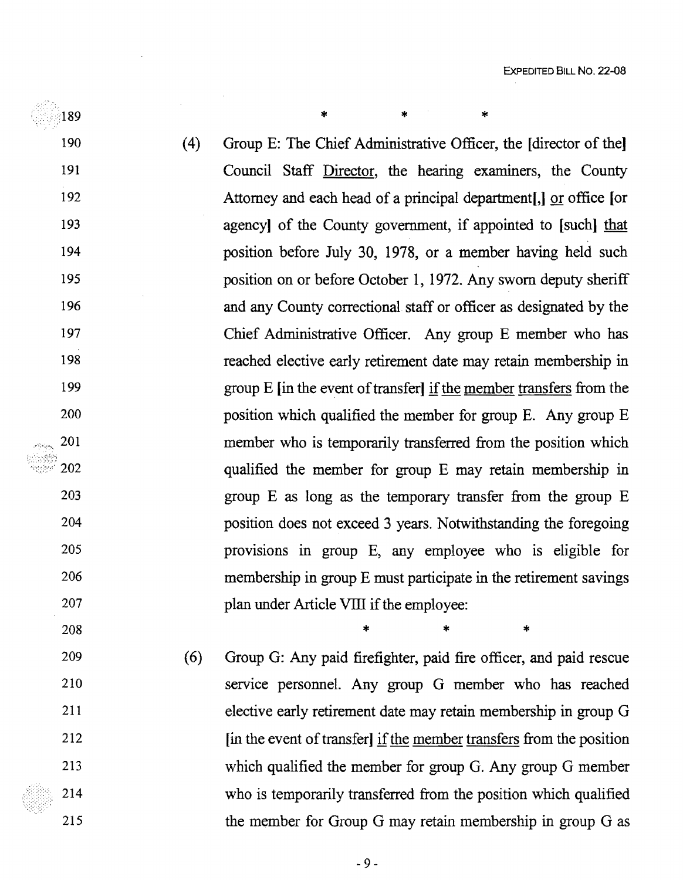\* \* \*

(4) Group E: The Chief Administrative Officer, the [director of the] Council Staff Director, the hearing examiners, the County Attorney and each head of a principal department[,] or office [or agency] of the County government, if appointed to [such] that position before July 30, 1978, or a member having held such position on or before October 1, 1972. Any sworn deputy sheriff and any County correctional staff or officer as designated by the Chief Administrative Officer. Any group E member who has reached elective early retirement date may retain membership in group E [in the event of transfer] if the member transfers from the position which qualified the member for group E. Any group E member who is temporarily transferred from the position which qualified the member for group E may retain membership in group E as long as the temporary transfer from the group E position does not exceed 3 years. Notwithstanding the foregoing provisions in group E, any employee who is eligible for membership in group E must participate in the retirement savings plan under Article VIII if the employee:

\* \* \*

(6) Group G: Any paid firefighter, paid fire officer, and paid rescue service personnel. Any group G member who has reached elective early retirement date may retain membership in group G [in the event of transfer] if the member transfers from the position which qualified the member for group G. Any group G member who is temporarily transferred from the position which qualified the member for Group G may retain membership in group G as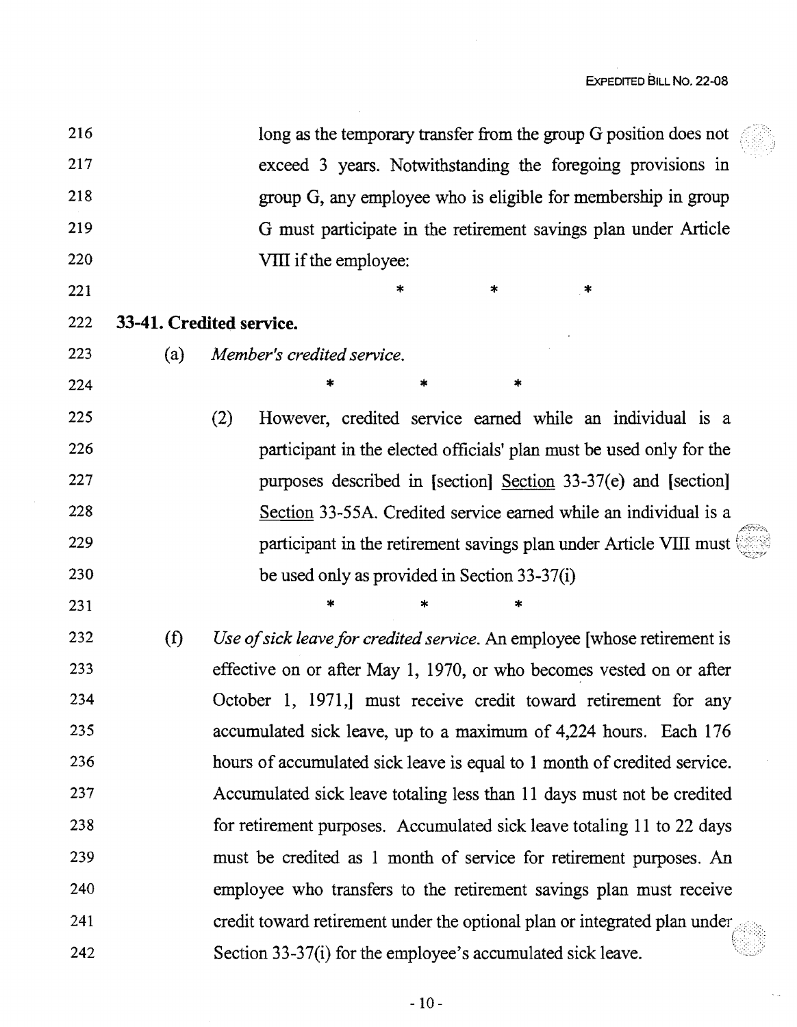long as the temporary transfer from the group G position does not exceed 3 years. Notwithstanding the foregoing provisions in group G, any employee who is eligible for membership in group G must participate in the retirement savings plan under Article VIII if the employee:

\*　　\*　　\*

**33-41. Credited service.**

(a) *Member's credited service.*

\*　　\*　　\*

(2) However, credited service earned while an individual is a participant in the elected officials' plan must be used only for the purposes described in [section] <u>Section</u> 33-37(e) and [section] <u>Section</u> 33-55A. Credited service earned while an individual is a participant in the retirement savings plan under Article VIII must be used only as provided in Section 33-37(i)

\*　　\*　　\*

(f) *Use of sick leave for credited service.* An employee [whose retirement is effective on or after May 1, 1970, or who becomes vested on or after October 1, 1971,] must receive credit toward retirement for any accumulated sick leave, up to a maximum of 4,224 hours. Each 176 hours of accumulated sick leave is equal to 1 month of credited service. Accumulated sick leave totaling less than 11 days must not be credited for retirement purposes. Accumulated sick leave totaling 11 to 22 days must be credited as 1 month of service for retirement purposes. An employee who transfers to the retirement savings plan must receive credit toward retirement under the optional plan or integrated plan under Section 33-37(i) for the employee's accumulated sick leave.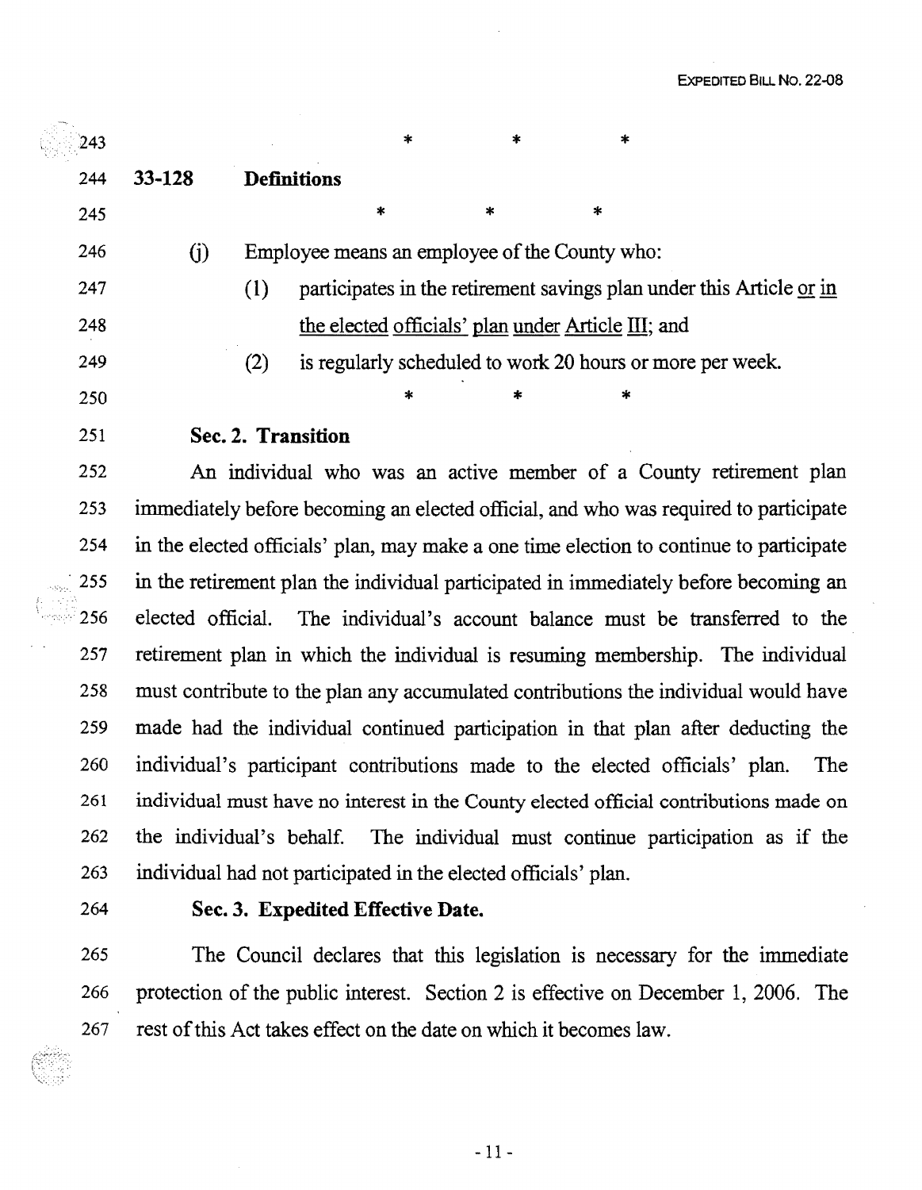\* \* \*

**33-128 Definitions**

\* \* \*

(j) Employee means an employee of the County who:

(1) participates in the retirement savings plan under this Article <u>or in the elected officials' plan under Article III</u>; and

(2) is regularly scheduled to work 20 hours or more per week.

\* \* \*

**Sec. 2. Transition**

An individual who was an active member of a County retirement plan immediately before becoming an elected official, and who was required to participate in the elected officials' plan, may make a one time election to continue to participate in the retirement plan the individual participated in immediately before becoming an elected official. The individual's account balance must be transferred to the retirement plan in which the individual is resuming membership. The individual must contribute to the plan any accumulated contributions the individual would have made had the individual continued participation in that plan after deducting the individual's participant contributions made to the elected officials' plan. The individual must have no interest in the County elected official contributions made on the individual's behalf. The individual must continue participation as if the individual had not participated in the elected officials' plan.

**Sec. 3. Expedited Effective Date.**

The Council declares that this legislation is necessary for the immediate protection of the public interest. Section 2 is effective on December 1, 2006. The rest of this Act takes effect on the date on which it becomes law.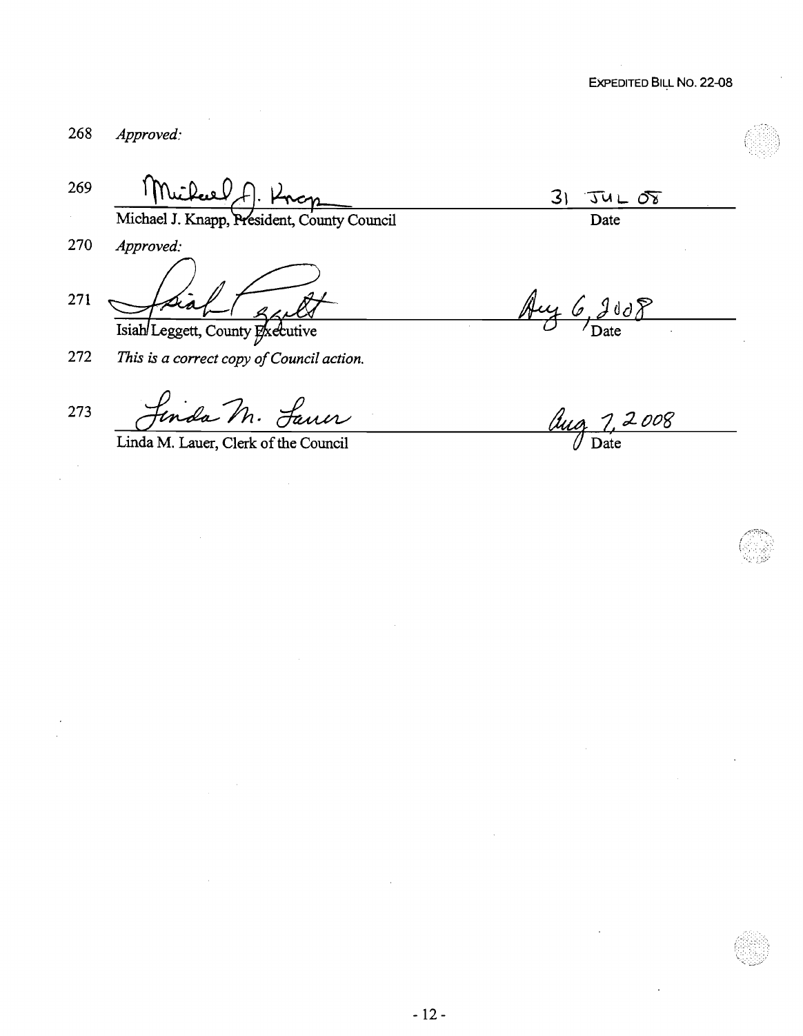EXPEDITED BILL NO. 22-08

268 *Approved:*

269 Michael J. Knapp — 31 JUL 08

Michael J. Knapp, President, County Council — Date

270 *Approved:*

271 Isiah Leggett — Aug 6, 2008

Isiah Leggett, County Executive — Date

272 *This is a correct copy of Council action.*

273 Linda M. Lauer — Aug 7, 2008

Linda M. Lauer, Clerk of the Council — Date